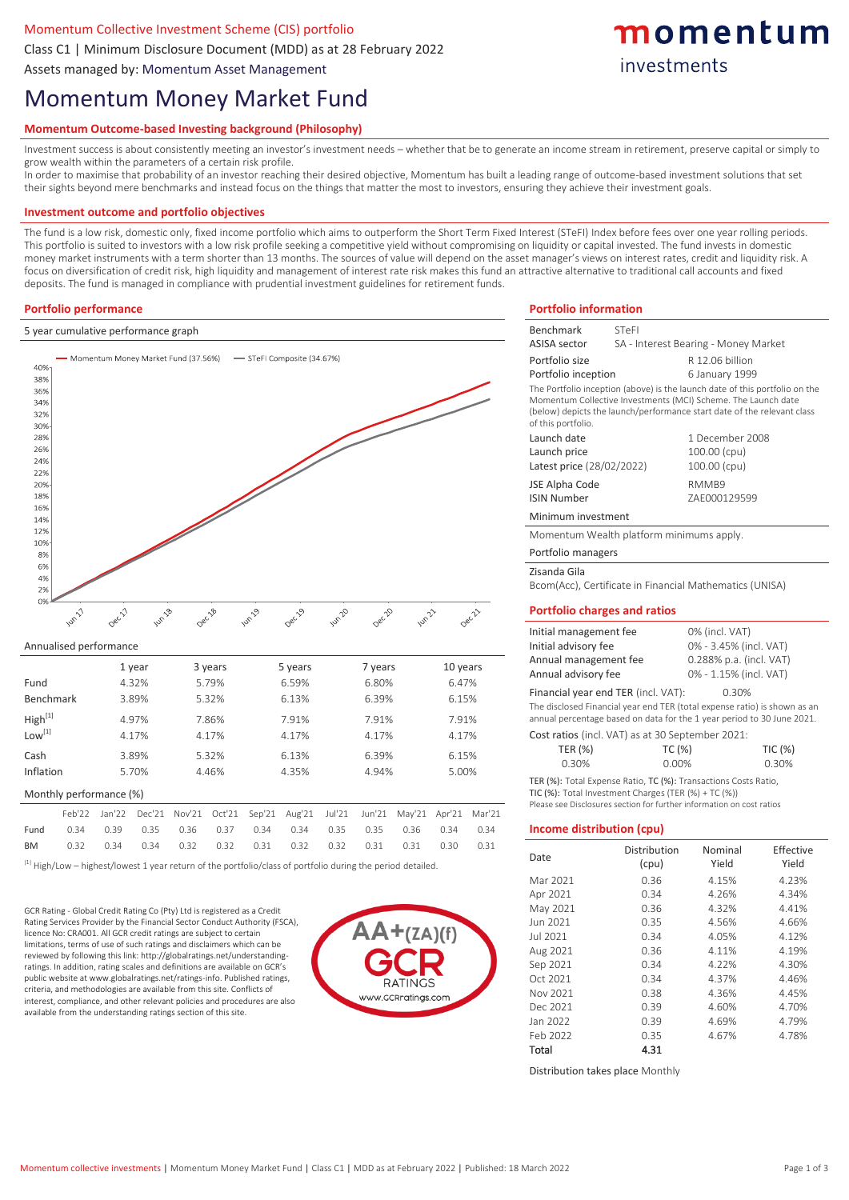Momentum Collective Investment Scheme (CIS) portfolio

Class C1 | Minimum Disclosure Document (MDD) as at 28 February 2022

Assets managed by: Momentum Asset Management

momentum investments

# Momentum Money Market Fund

## Momentum Outcome-based Investing background (Philosophy)

Investment success is about consistently meeting an investor's investment needs – whether that be to generate an income stream in retirement, preserve capital or simply to grow wealth within the parameters of a certain risk profile.

In order to maximise that probability of an investor reaching their desired objective, Momentum has built a leading range of outcome-based investment solutions that set their sights beyond mere benchmarks and instead focus on the things that matter the most to investors, ensuring they achieve their investment goals.

## Investment outcome and portfolio objectives

The fund is a low risk, domestic only, fixed income portfolio which aims to outperform the Short Term Fixed Interest (STeFI) Index before fees over one year rolling periods. This portfolio is suited to investors with a low risk profile seeking a competitive yield without compromising on liquidity or capital invested. The fund invests in domestic money market instruments with a term shorter than 13 months. The sources of value will depend on the asset manager's views on interest rates, credit and liquidity risk. A focus on diversification of credit risk, high liquidity and management of interest rate risk makes this fund an attractive alternative to traditional call accounts and fixed deposits. The fund is managed in compliance with prudential investment guidelines for retirement funds.

## Portfolio performance

5 year cumulative performance graph

Momentum Money Market Fund (37.56%) — STeFI Composite (34.67%)

Annualised performance

| | 1 year | 3 years | 5 years | 7 years | 10 years |
|---|---|---|---|---|---|
| Fund | 4.32% | 5.79% | 6.59% | 6.80% | 6.47% |
| Benchmark | 3.89% | 5.32% | 6.13% | 6.39% | 6.15% |
| High[1] | 4.97% | 7.86% | 7.91% | 7.91% | 7.91% |
| Low[1] | 4.17% | 4.17% | 4.17% | 4.17% | 4.17% |
| Cash | 3.89% | 5.32% | 6.13% | 6.39% | 6.15% |
| Inflation | 5.70% | 4.46% | 4.35% | 4.94% | 5.00% |

Monthly performance (%)

| | Feb'22 | Jan'22 | Dec'21 | Nov'21 | Oct'21 | Sep'21 | Aug'21 | Jul'21 | Jun'21 | May'21 | Apr'21 | Mar'21 |
|---|---|---|---|---|---|---|---|---|---|---|---|---|
| Fund | 0.34 | 0.39 | 0.35 | 0.36 | 0.37 | 0.34 | 0.34 | 0.35 | 0.35 | 0.36 | 0.34 | 0.34 |
| BM | 0.32 | 0.34 | 0.34 | 0.32 | 0.32 | 0.31 | 0.32 | 0.32 | 0.31 | 0.31 | 0.30 | 0.31 |

[1] High/Low – highest/lowest 1 year return of the portfolio/class of portfolio during the period detailed.

GCR Rating - Global Credit Rating Co (Pty) Ltd is registered as a Credit Rating Services Provider by the Financial Sector Conduct Authority (FSCA), licence No: CRA001. All GCR credit ratings are subject to certain limitations, terms of use of such ratings and disclaimers which can be reviewed by following this link: http://globalratings.net/understanding-ratings. In addition, rating scales and definitions are available on GCR's public website at www.globalratings.net/ratings-info. Published ratings, criteria, and methodologies are available from this site. Conflicts of interest, compliance, and other relevant policies and procedures are also available from the understanding ratings section of this site.

AA+(ZA)(f) GCR RATINGS www.GCRratings.com

## Portfolio information

| | |
|---|---|
| Benchmark | STeFI |
| ASISA sector | SA - Interest Bearing - Money Market |
| Portfolio size | R 12.06 billion |
| Portfolio inception | 6 January 1999 |

The Portfolio inception (above) is the launch date of this portfolio on the Momentum Collective Investments (MCI) Scheme. The Launch date (below) depicts the launch/performance start date of the relevant class of this portfolio.

| | |
|---|---|
| Launch date | 1 December 2008 |
| Launch price | 100.00 (cpu) |
| Latest price (28/02/2022) | 100.00 (cpu) |
| JSE Alpha Code | RMMB9 |
| ISIN Number | ZAE000129599 |

Minimum investment

Momentum Wealth platform minimums apply.

Portfolio managers

Zisanda Gila

Bcom(Acc), Certificate in Financial Mathematics (UNISA)

## Portfolio charges and ratios

| | |
|---|---|
| Initial management fee | 0% (incl. VAT) |
| Initial advisory fee | 0% - 3.45% (incl. VAT) |
| Annual management fee | 0.288% p.a. (incl. VAT) |
| Annual advisory fee | 0% - 1.15% (incl. VAT) |

Financial year end TER (incl. VAT): 0.30%

The disclosed Financial year end TER (total expense ratio) is shown as an annual percentage based on data for the 1 year period to 30 June 2021.

Cost ratios (incl. VAT) as at 30 September 2021:

| TER (%) | TC (%) | TIC (%) |
|---|---|---|
| 0.30% | 0.00% | 0.30% |

TER (%): Total Expense Ratio, TC (%): Transactions Costs Ratio, TIC (%): Total Investment Charges (TER (%) + TC (%))

Please see Disclosures section for further information on cost ratios

## Income distribution (cpu)

| Date | Distribution (cpu) | Nominal Yield | Effective Yield |
|---|---|---|---|
| Mar 2021 | 0.36 | 4.15% | 4.23% |
| Apr 2021 | 0.34 | 4.26% | 4.34% |
| May 2021 | 0.36 | 4.32% | 4.41% |
| Jun 2021 | 0.35 | 4.56% | 4.66% |
| Jul 2021 | 0.34 | 4.05% | 4.12% |
| Aug 2021 | 0.36 | 4.11% | 4.19% |
| Sep 2021 | 0.34 | 4.22% | 4.30% |
| Oct 2021 | 0.34 | 4.37% | 4.46% |
| Nov 2021 | 0.38 | 4.36% | 4.45% |
| Dec 2021 | 0.39 | 4.60% | 4.70% |
| Jan 2022 | 0.39 | 4.69% | 4.79% |
| Feb 2022 | 0.35 | 4.67% | 4.78% |
| **Total** | **4.31** | | |

Distribution takes place Monthly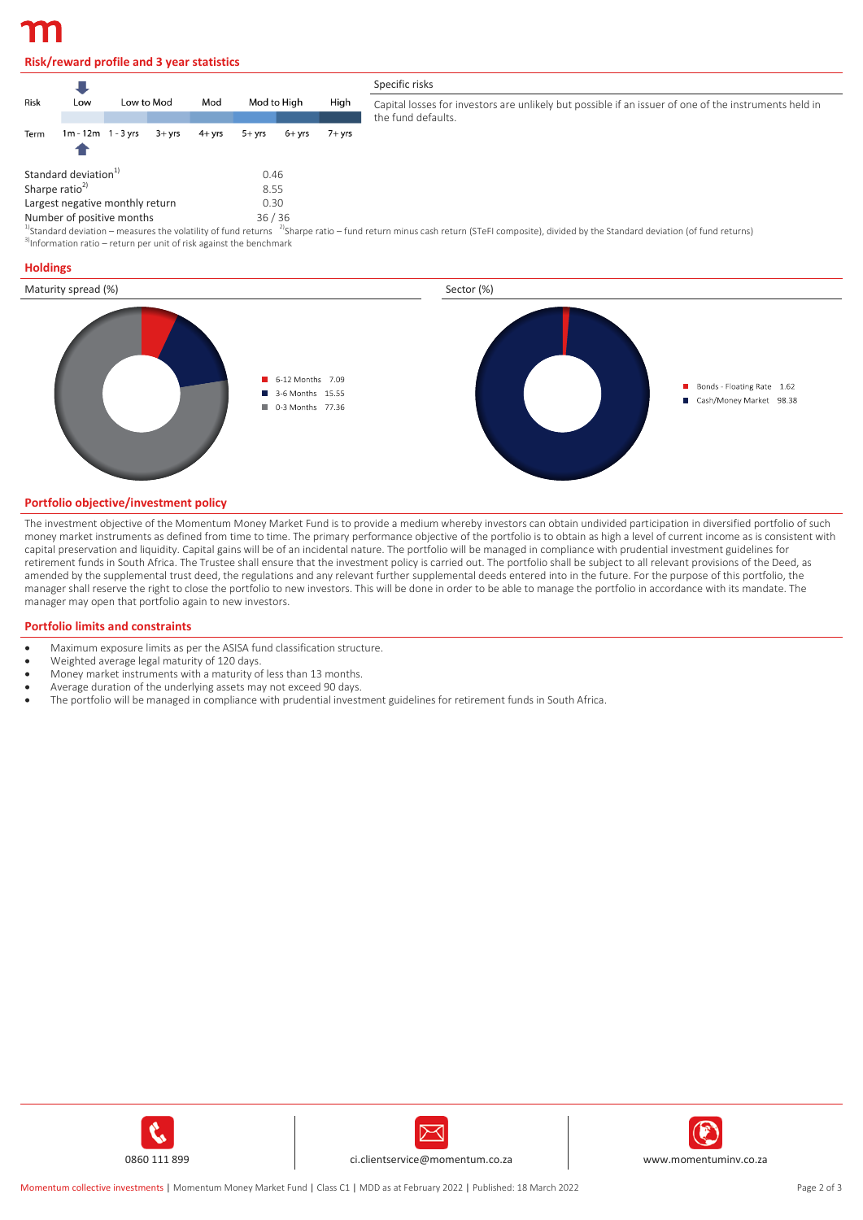## Risk/reward profile and 3 year statistics

| Risk | Low | Low to Mod | Mod | Mod to High | High |
|---|---|---|---|---|---|
| Term | 1m - 12m, 1 - 3 yrs | 3+ yrs | 4+ yrs | 5+ yrs, 6+ yrs | 7+ yrs |

| | |
|---|---|
| Standard deviation[1] | 0.46 |
| Sharpe ratio[2] | 8.55 |
| Largest negative monthly return | 0.30 |
| Number of positive months | 36 / 36 |

[1]Standard deviation – measures the volatility of fund returns [2]Sharpe ratio – fund return minus cash return (STeFI composite), divided by the Standard deviation (of fund returns)
[3]Information ratio – return per unit of risk against the benchmark

### Specific risks

Capital losses for investors are unlikely but possible if an issuer of one of the instruments held in the fund defaults.

## Holdings

### Maturity spread (%)

| Maturity | % |
|---|---|
| 6-12 Months | 7.09 |
| 3-6 Months | 15.55 |
| 0-3 Months | 77.36 |

### Sector (%)

| Sector | % |
|---|---|
| Bonds - Floating Rate | 1.62 |
| Cash/Money Market | 98.38 |

## Portfolio objective/investment policy

The investment objective of the Momentum Money Market Fund is to provide a medium whereby investors can obtain undivided participation in diversified portfolio of such money market instruments as defined from time to time. The primary performance objective of the portfolio is to obtain as high a level of current income as is consistent with capital preservation and liquidity. Capital gains will be of an incidental nature. The portfolio will be managed in compliance with prudential investment guidelines for retirement funds in South Africa. The Trustee shall ensure that the investment policy is carried out. The portfolio shall be subject to all relevant provisions of the Deed, as amended by the supplemental trust deed, the regulations and any relevant further supplemental deeds entered into in the future. For the purpose of this portfolio, the manager shall reserve the right to close the portfolio to new investors. This will be done in order to be able to manage the portfolio in accordance with its mandate. The manager may open that portfolio again to new investors.

## Portfolio limits and constraints

- Maximum exposure limits as per the ASISA fund classification structure.
- Weighted average legal maturity of 120 days.
- Money market instruments with a maturity of less than 13 months.
- Average duration of the underlying assets may not exceed 90 days.
- The portfolio will be managed in compliance with prudential investment guidelines for retirement funds in South Africa.

0860 111 899 | ci.clientservice@momentum.co.za | www.momentuminv.co.za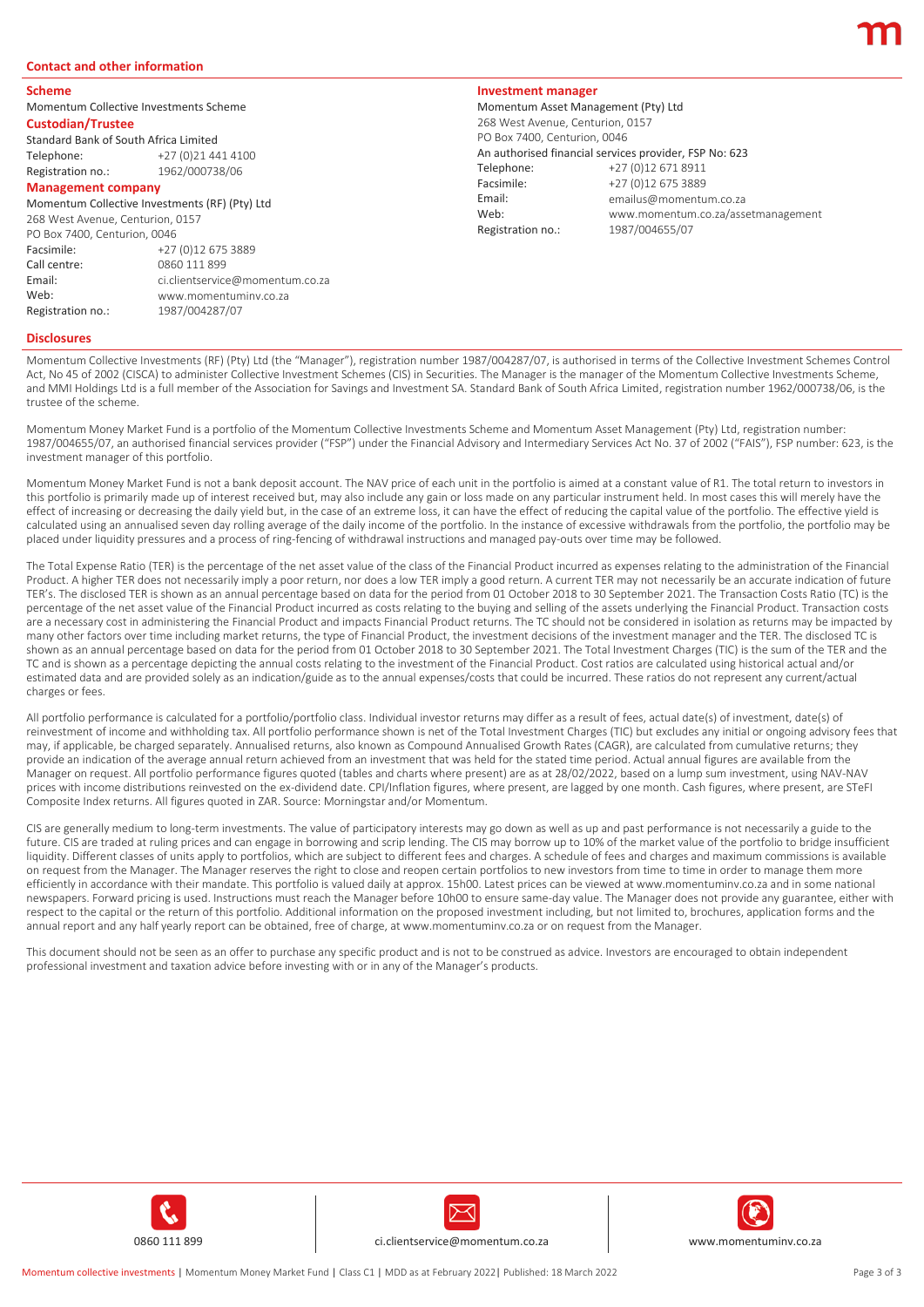## Contact and other information

### Scheme

Momentum Collective Investments Scheme

### Custodian/Trustee

Standard Bank of South Africa Limited

| | |
|---|---|
| Telephone: | +27 (0)21 441 4100 |
| Registration no.: | 1962/000738/06 |

### Management company

Momentum Collective Investments (RF) (Pty) Ltd
268 West Avenue, Centurion, 0157
PO Box 7400, Centurion, 0046

| | |
|---|---|
| Facsimile: | +27 (0)12 675 3889 |
| Call centre: | 0860 111 899 |
| Email: | ci.clientservice@momentum.co.za |
| Web: | www.momentuminv.co.za |
| Registration no.: | 1987/004287/07 |

### Investment manager

Momentum Asset Management (Pty) Ltd
268 West Avenue, Centurion, 0157
PO Box 7400, Centurion, 0046
An authorised financial services provider, FSP No: 623

| | |
|---|---|
| Telephone: | +27 (0)12 671 8911 |
| Facsimile: | +27 (0)12 675 3889 |
| Email: | emailus@momentum.co.za |
| Web: | www.momentum.co.za/assetmanagement |
| Registration no.: | 1987/004655/07 |

## Disclosures

Momentum Collective Investments (RF) (Pty) Ltd (the "Manager"), registration number 1987/004287/07, is authorised in terms of the Collective Investment Schemes Control Act, No 45 of 2002 (CISCA) to administer Collective Investment Schemes (CIS) in Securities. The Manager is the manager of the Momentum Collective Investments Scheme, and MMI Holdings Ltd is a full member of the Association for Savings and Investment SA. Standard Bank of South Africa Limited, registration number 1962/000738/06, is the trustee of the scheme.

Momentum Money Market Fund is a portfolio of the Momentum Collective Investments Scheme and Momentum Asset Management (Pty) Ltd, registration number: 1987/004655/07, an authorised financial services provider ("FSP") under the Financial Advisory and Intermediary Services Act No. 37 of 2002 ("FAIS"), FSP number: 623, is the investment manager of this portfolio.

Momentum Money Market Fund is not a bank deposit account. The NAV price of each unit in the portfolio is aimed at a constant value of R1. The total return to investors in this portfolio is primarily made up of interest received but, may also include any gain or loss made on any particular instrument held. In most cases this will merely have the effect of increasing or decreasing the daily yield but, in the case of an extreme loss, it can have the effect of reducing the capital value of the portfolio. The effective yield is calculated using an annualised seven day rolling average of the daily income of the portfolio. In the instance of excessive withdrawals from the portfolio, the portfolio may be placed under liquidity pressures and a process of ring-fencing of withdrawal instructions and managed pay-outs over time may be followed.

The Total Expense Ratio (TER) is the percentage of the net asset value of the class of the Financial Product incurred as expenses relating to the administration of the Financial Product. A higher TER does not necessarily imply a poor return, nor does a low TER imply a good return. A current TER may not necessarily be an accurate indication of future TER's. The disclosed TER is shown as an annual percentage based on data for the period from 01 October 2018 to 30 September 2021. The Transaction Costs Ratio (TC) is the percentage of the net asset value of the Financial Product incurred as costs relating to the buying and selling of the assets underlying the Financial Product. Transaction costs are a necessary cost in administering the Financial Product and impacts Financial Product returns. The TC should not be considered in isolation as returns may be impacted by many other factors over time including market returns, the type of Financial Product, the investment decisions of the investment manager and the TER. The disclosed TC is shown as an annual percentage based on data for the period from 01 October 2018 to 30 September 2021. The Total Investment Charges (TIC) is the sum of the TER and the TC and is shown as a percentage depicting the annual costs relating to the investment of the Financial Product. Cost ratios are calculated using historical actual and/or estimated data and are provided solely as an indication/guide as to the annual expenses/costs that could be incurred. These ratios do not represent any current/actual charges or fees.

All portfolio performance is calculated for a portfolio/portfolio class. Individual investor returns may differ as a result of fees, actual date(s) of investment, date(s) of reinvestment of income and withholding tax. All portfolio performance shown is net of the Total Investment Charges (TIC) but excludes any initial or ongoing advisory fees that may, if applicable, be charged separately. Annualised returns, also known as Compound Annualised Growth Rates (CAGR), are calculated from cumulative returns; they provide an indication of the average annual return achieved from an investment that was held for the stated time period. Actual annual figures are available from the Manager on request. All portfolio performance figures quoted (tables and charts where present) are as at 28/02/2022, based on a lump sum investment, using NAV-NAV prices with income distributions reinvested on the ex-dividend date. CPI/Inflation figures, where present, are lagged by one month. Cash figures, where present, are STeFI Composite Index returns. All figures quoted in ZAR. Source: Morningstar and/or Momentum.

CIS are generally medium to long-term investments. The value of participatory interests may go down as well as up and past performance is not necessarily a guide to the future. CIS are traded at ruling prices and can engage in borrowing and scrip lending. The CIS may borrow up to 10% of the market value of the portfolio to bridge insufficient liquidity. Different classes of units apply to portfolios, which are subject to different fees and charges. A schedule of fees and charges and maximum commissions is available on request from the Manager. The Manager reserves the right to close and reopen certain portfolios to new investors from time to time in order to manage them more efficiently in accordance with their mandate. This portfolio is valued daily at approx. 15h00. Latest prices can be viewed at www.momentuminv.co.za and in some national newspapers. Forward pricing is used. Instructions must reach the Manager before 10h00 to ensure same-day value. The Manager does not provide any guarantee, either with respect to the capital or the return of this portfolio. Additional information on the proposed investment including, but not limited to, brochures, application forms and the annual report and any half yearly report can be obtained, free of charge, at www.momentuminv.co.za or on request from the Manager.

This document should not be seen as an offer to purchase any specific product and is not to be construed as advice. Investors are encouraged to obtain independent professional investment and taxation advice before investing with or in any of the Manager's products.

0860 111 899 | ci.clientservice@momentum.co.za | www.momentuminv.co.za